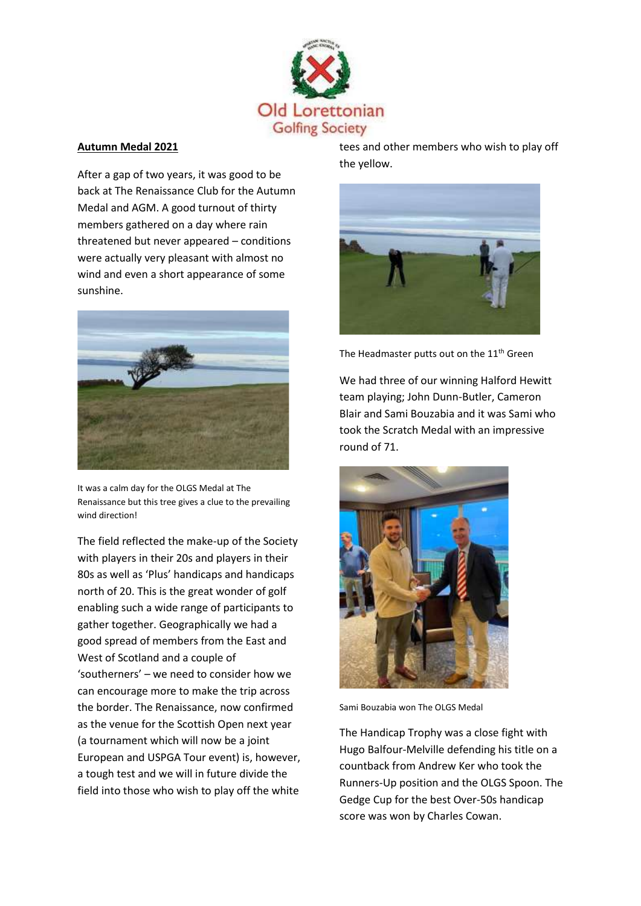## Autumn Medal 2021

After a gap of two years, it was good to be back at The Renaissance Club for the Autumn Medal and AGM. A good turnout of thirty members gathered on a day where rain threatened but never appeared – conditions were actually very pleasant with almost no wind and even a short appearance of some sunshine.

It was a calm day for the OLGS Medal at The Renaissance but this tree gives a clue to the prevailing wind direction!

The field reflected the make-up of the Society with players in their 20s and players in their 80s as well as 'Plus' handicaps and handicaps north of 20. This is the great wonder of golf enabling such a wide range of participants to gather together. Geographically we had a good spread of members from the East and West of Scotland and a couple of 'southerners' – we need to consider how we can encourage more to make the trip across the border. The Renaissance, now confirmed as the venue for the Scottish Open next year (a tournament which will now be a joint European and USPGA Tour event) is, however, a tough test and we will in future divide the field into those who wish to play off the white tees and other members who wish to play off the yellow.

The Headmaster putts out on the 11th Green

We had three of our winning Halford Hewitt team playing; John Dunn-Butler, Cameron Blair and Sami Bouzabia and it was Sami who took the Scratch Medal with an impressive round of 71.

Sami Bouzabia won The OLGS Medal

The Handicap Trophy was a close fight with Hugo Balfour-Melville defending his title on a countback from Andrew Ker who took the Runners-Up position and the OLGS Spoon. The Gedge Cup for the best Over-50s handicap score was won by Charles Cowan.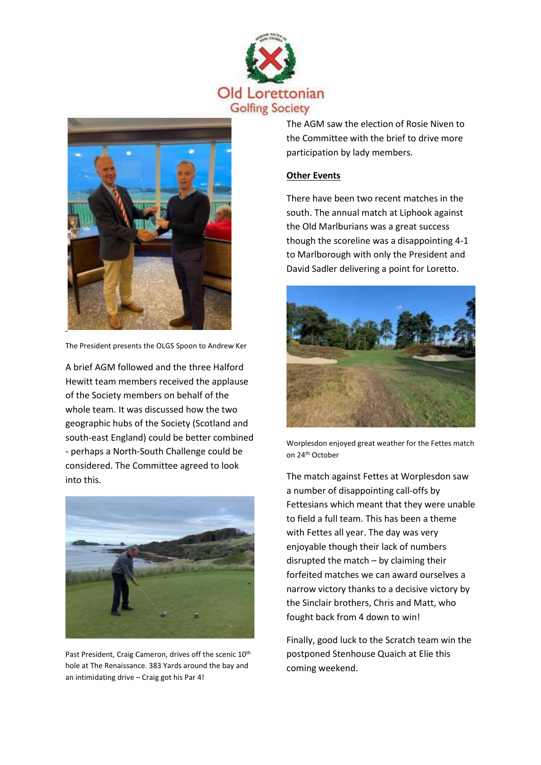# Old Lorettonian Golfing Society

The President presents the OLGS Spoon to Andrew Ker

A brief AGM followed and the three Halford Hewitt team members received the applause of the Society members on behalf of the whole team. It was discussed how the two geographic hubs of the Society (Scotland and south-east England) could be better combined - perhaps a North-South Challenge could be considered. The Committee agreed to look into this.

Past President, Craig Cameron, drives off the scenic 10th hole at The Renaissance. 383 Yards around the bay and an intimidating drive – Craig got his Par 4!

The AGM saw the election of Rosie Niven to the Committee with the brief to drive more participation by lady members.

**Other Events**

There have been two recent matches in the south. The annual match at Liphook against the Old Marlburians was a great success though the scoreline was a disappointing 4-1 to Marlborough with only the President and David Sadler delivering a point for Loretto.

Worplesdon enjoyed great weather for the Fettes match on 24th October

The match against Fettes at Worplesdon saw a number of disappointing call-offs by Fettesians which meant that they were unable to field a full team. This has been a theme with Fettes all year. The day was very enjoyable though their lack of numbers disrupted the match – by claiming their forfeited matches we can award ourselves a narrow victory thanks to a decisive victory by the Sinclair brothers, Chris and Matt, who fought back from 4 down to win!

Finally, good luck to the Scratch team win the postponed Stenhouse Quaich at Elie this coming weekend.